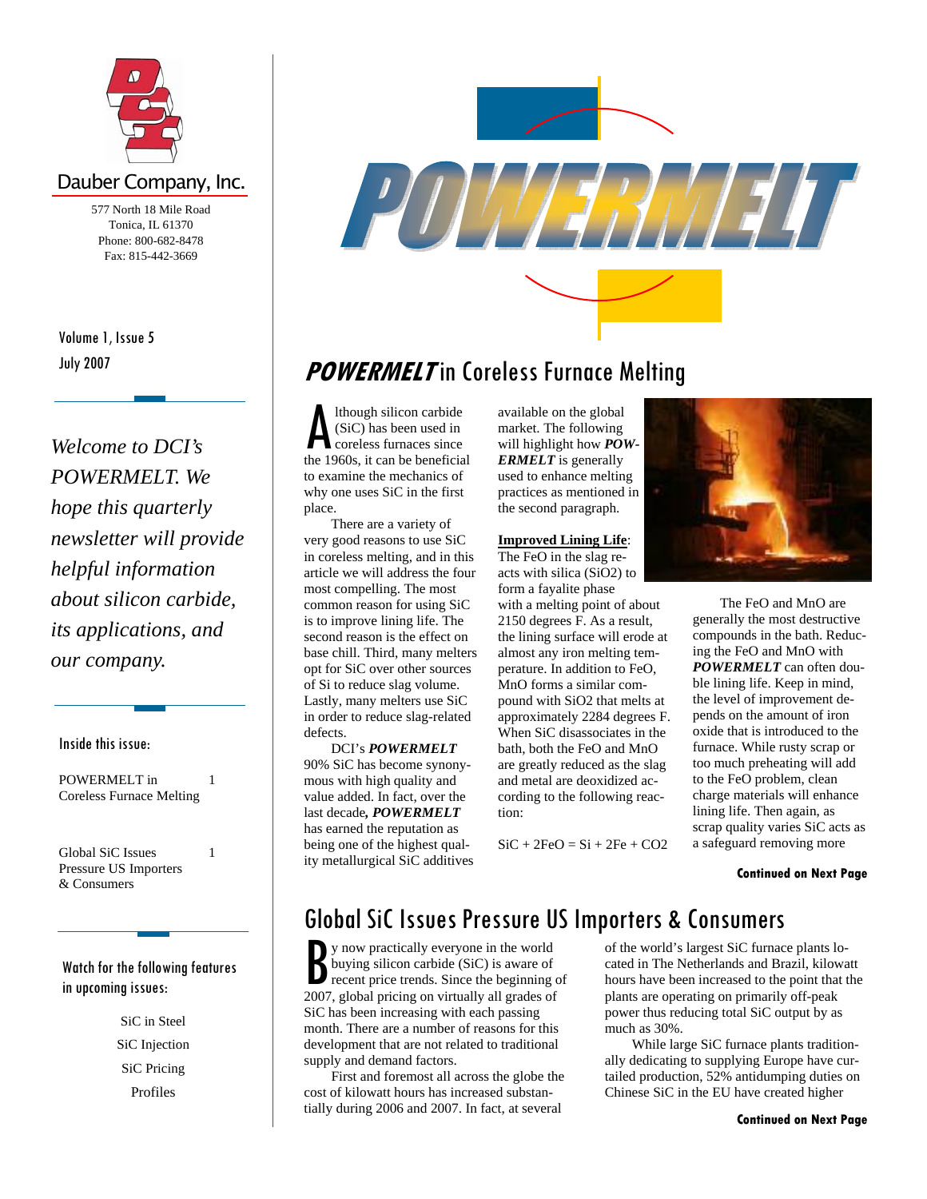Dauber Company, Inc.

577 North 18 Mile Road
Tonica, IL 61370
Phone: 800-682-8478
Fax: 815-442-3669

Volume 1, Issue 5
July 2007

*Welcome to DCI's POWERMELT. We hope this quarterly newsletter will provide helpful information about silicon carbide, its applications, and our company.*

**Inside this issue:**

| | |
|---|---|
| POWERMELT in Coreless Furnace Melting | 1 |
| Global SiC Issues Pressure US Importers & Consumers | 1 |

**Watch for the following features in upcoming issues:**

- SiC in Steel
- SiC Injection
- SiC Pricing
- Profiles

# POWERMELT

## *POWERMELT* in Coreless Furnace Melting

Although silicon carbide (SiC) has been used in coreless furnaces since the 1960s, it can be beneficial to examine the mechanics of why one uses SiC in the first place.

There are a variety of very good reasons to use SiC in coreless melting, and in this article we will address the four most compelling. The most common reason for using SiC is to improve lining life. The second reason is the effect on base chill. Third, many melters opt for SiC over other sources of Si to reduce slag volume. Lastly, many melters use SiC in order to reduce slag-related defects.

DCI's ***POWERMELT*** 90% SiC has become synonymous with high quality and value added. In fact, over the last decade, ***POWERMELT*** has earned the reputation as being one of the highest quality metallurgical SiC additives available on the global market. The following will highlight how ***POWERMELT*** is generally used to enhance melting practices as mentioned in the second paragraph.

**Improved Lining Life**: The FeO in the slag reacts with silica ($SiO_2$) to form a fayalite phase with a melting point of about 2150 degrees F. As a result, the lining surface will erode at almost any iron melting temperature. In addition to FeO, MnO forms a similar compound with $SiO_2$ that melts at approximately 2284 degrees F. When SiC disassociates in the bath, both the FeO and MnO are greatly reduced as the slag and metal are deoxidized according to the following reaction:

$$SiC + 2FeO = Si + 2Fe + CO_2$$

The FeO and MnO are generally the most destructive compounds in the bath. Reducing the FeO and MnO with ***POWERMELT*** can often double lining life. Keep in mind, the level of improvement depends on the amount of iron oxide that is introduced to the furnace. While rusty scrap or too much preheating will add to the FeO problem, clean charge materials will enhance lining life. Then again, as scrap quality varies SiC acts as a safeguard removing more

**Continued on Next Page**

## Global SiC Issues Pressure US Importers & Consumers

By now practically everyone in the world buying silicon carbide (SiC) is aware of recent price trends. Since the beginning of 2007, global pricing on virtually all grades of SiC has been increasing with each passing month. There are a number of reasons for this development that are not related to traditional supply and demand factors.

First and foremost all across the globe the cost of kilowatt hours has increased substantially during 2006 and 2007. In fact, at several of the world's largest SiC furnace plants located in The Netherlands and Brazil, kilowatt hours have been increased to the point that the plants are operating on primarily off-peak power thus reducing total SiC output by as much as 30%.

While large SiC furnace plants traditionally dedicating to supplying Europe have curtailed production, 52% antidumping duties on Chinese SiC in the EU have created higher

**Continued on Next Page**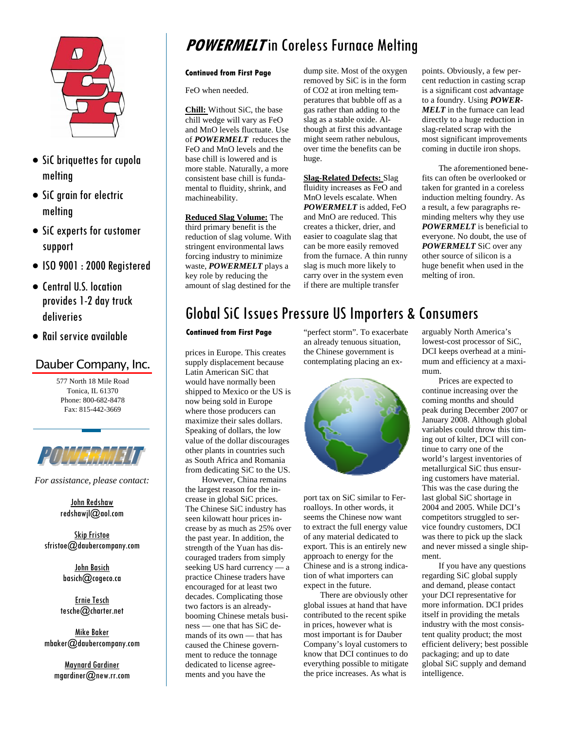- SiC briquettes for cupola melting
- SiC grain for electric melting
- SiC experts for customer support
- ISO 9001 : 2000 Registered
- Central U.S. location provides 1-2 day truck deliveries
- Rail service available

## Dauber Company, Inc.

577 North 18 Mile Road
Tonica, IL 61370
Phone: 800-682-8478
Fax: 815-442-3669

POWERMELT

*For assistance, please contact:*

John Redshaw
redshawjl@aol.com

Skip Fristoe
sfristoe@daubercompany.com

John Basich
basich@cogeco.ca

Ernie Tesch
tesche@charter.net

Mike Baker
mbaker@daubercompany.com

Maynard Gardiner
mgardiner@new.rr.com

# *POWERMELT* in Coreless Furnace Melting

**Continued from First Page**

FeO when needed.

**Chill:** Without SiC, the base chill wedge will vary as FeO and MnO levels fluctuate. Use of ***POWERMELT*** reduces the FeO and MnO levels and the base chill is lowered and is more stable. Naturally, a more consistent base chill is fundamental to fluidity, shrink, and machineability.

**Reduced Slag Volume:** The third primary benefit is the reduction of slag volume. With stringent environmental laws forcing industry to minimize waste, ***POWERMELT*** plays a key role by reducing the amount of slag destined for the dump site. Most of the oxygen removed by SiC is in the form of $CO_2$ at iron melting temperatures that bubble off as a gas rather than adding to the slag as a stable oxide. Although at first this advantage might seem rather nebulous, over time the benefits can be huge.

**Slag-Related Defects:** Slag fluidity increases as FeO and MnO levels escalate. When ***POWERMELT*** is added, FeO and MnO are reduced. This creates a thicker, drier, and easier to coagulate slag that can be more easily removed from the furnace. A thin runny slag is much more likely to carry over in the system even if there are multiple transfer points. Obviously, a few percent reduction in casting scrap is a significant cost advantage to a foundry. Using ***POWERMELT*** in the furnace can lead directly to a huge reduction in slag-related scrap with the most significant improvements coming in ductile iron shops.

The aforementioned benefits can often be overlooked or taken for granted in a coreless induction melting foundry. As a result, a few paragraphs reminding melters why they use ***POWERMELT*** is beneficial to everyone. No doubt, the use of ***POWERMELT*** SiC over any other source of silicon is a huge benefit when used in the melting of iron.

# Global SiC Issues Pressure US Importers & Consumers

**Continued from First Page**

prices in Europe. This creates supply displacement because Latin American SiC that would have normally been shipped to Mexico or the US is now being sold in Europe where those producers can maximize their sales dollars. Speaking of dollars, the low value of the dollar discourages other plants in countries such as South Africa and Romania from dedicating SiC to the US.

However, China remains the largest reason for the increase in global SiC prices. The Chinese SiC industry has seen kilowatt hour prices increase by as much as 25% over the past year. In addition, the strength of the Yuan has discouraged traders from simply seeking US hard currency — a practice Chinese traders have encouraged for at least two decades. Complicating those two factors is an already-booming Chinese metals business — one that has SiC demands of its own — that has caused the Chinese government to reduce the tonnage dedicated to license agreements and you have the "perfect storm". To exacerbate an already tenuous situation, the Chinese government is contemplating placing an export tax on SiC similar to Ferroalloys. In other words, it seems the Chinese now want to extract the full energy value of any material dedicated to export. This is an entirely new approach to energy for the Chinese and is a strong indication of what importers can expect in the future.

There are obviously other global issues at hand that have contributed to the recent spike in prices, however what is most important is for Dauber Company's loyal customers to know that DCI continues to do everything possible to mitigate the price increases. As what is arguably North America's lowest-cost processor of SiC, DCI keeps overhead at a minimum and efficiency at a maximum.

Prices are expected to continue increasing over the coming months and should peak during December 2007 or January 2008. Although global variables could throw this timing out of kilter, DCI will continue to carry one of the world's largest inventories of metallurgical SiC thus ensuring customers have material. This was the case during the last global SiC shortage in 2004 and 2005. While DCI's competitors struggled to service foundry customers, DCI was there to pick up the slack and never missed a single shipment.

If you have any questions regarding SiC global supply and demand, please contact your DCI representative for more information. DCI prides itself in providing the metals industry with the most consistent quality product; the most efficient delivery; best possible packaging; and up to date global SiC supply and demand intelligence.